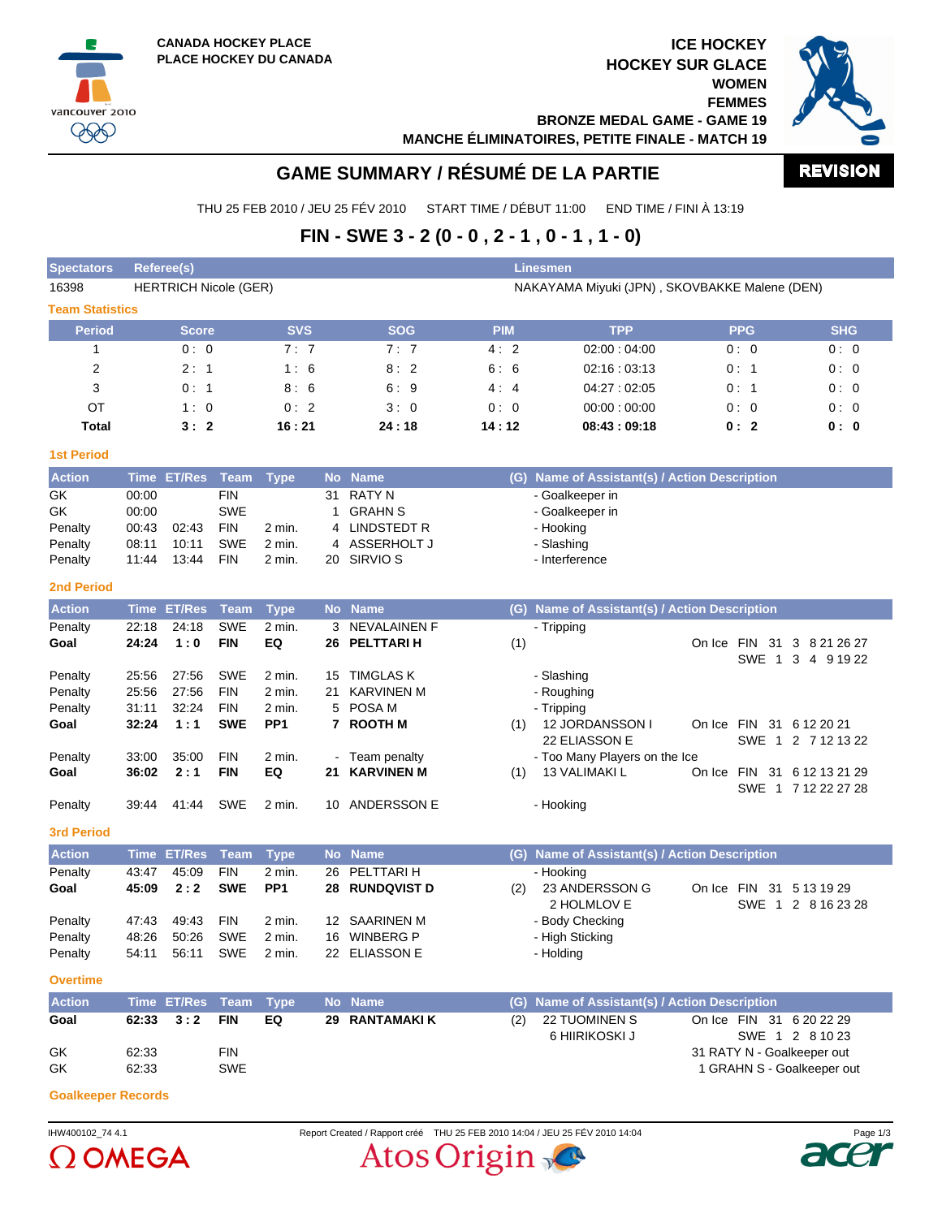CANADA HOCKEY PLACE
PLACE HOCKEY DU CANADA

ICE HOCKEY
HOCKEY SUR GLACE
WOMEN
FEMMES
BRONZE MEDAL GAME - GAME 19
MANCHE ÉLIMINATOIRES, PETITE FINALE - MATCH 19

# GAME SUMMARY / RÉSUMÉ DE LA PARTIE

REVISION

THU 25 FEB 2010 / JEU 25 FÉV 2010 START TIME / DÉBUT 11:00 END TIME / FINI À 13:19

## FIN - SWE 3 - 2 (0 - 0 , 2 - 1 , 0 - 1 , 1 - 0)

| Spectators | Referee(s) | Linesmen |
|---|---|---|
| 16398 | HERTRICH Nicole (GER) | NAKAYAMA Miyuki (JPN) , SKOVBAKKE Malene (DEN) |

### Team Statistics

| Period | Score | SVS | SOG | PIM | TPP | PPG | SHG |
|---|---|---|---|---|---|---|---|
| 1 | 0 : 0 | 7 : 7 | 7 : 7 | 4 : 2 | 02:00 : 04:00 | 0 : 0 | 0 : 0 |
| 2 | 2 : 1 | 1 : 6 | 8 : 2 | 6 : 6 | 02:16 : 03:13 | 0 : 1 | 0 : 0 |
| 3 | 0 : 1 | 8 : 6 | 6 : 9 | 4 : 4 | 04:27 : 02:05 | 0 : 1 | 0 : 0 |
| OT | 1 : 0 | 0 : 2 | 3 : 0 | 0 : 0 | 00:00 : 00:00 | 0 : 0 | 0 : 0 |
| **Total** | **3 : 2** | **16 : 21** | **24 : 18** | **14 : 12** | **08:43 : 09:18** | **0 : 2** | **0 : 0** |

### 1st Period

| Action | Time | ET/Res | Team | Type | No | Name | (G) | Name of Assistant(s) / Action Description |
|---|---|---|---|---|---|---|---|---|
| GK | 00:00 | | FIN | | 31 | RATY N | | - Goalkeeper in |
| GK | 00:00 | | SWE | | 1 | GRAHN S | | - Goalkeeper in |
| Penalty | 00:43 | 02:43 | FIN | 2 min. | 4 | LINDSTEDT R | | - Hooking |
| Penalty | 08:11 | 10:11 | SWE | 2 min. | 4 | ASSERHOLT J | | - Slashing |
| Penalty | 11:44 | 13:44 | FIN | 2 min. | 20 | SIRVIO S | | - Interference |

### 2nd Period

| Action | Time | ET/Res | Team | Type | No | Name | (G) | Name of Assistant(s) / Action Description |
|---|---|---|---|---|---|---|---|---|
| Penalty | 22:18 | 24:18 | SWE | 2 min. | 3 | NEVALAINEN F | | - Tripping |
| **Goal** | **24:24** | **1 : 0** | **FIN** | **EQ** | **26** | **PELTTARI H** | (1) | On Ice FIN 31 3 8 21 26 27 / SWE 1 3 4 9 19 22 |
| Penalty | 25:56 | 27:56 | SWE | 2 min. | 15 | TIMGLAS K | | - Slashing |
| Penalty | 25:56 | 27:56 | FIN | 2 min. | 21 | KARVINEN M | | - Roughing |
| Penalty | 31:11 | 32:24 | FIN | 2 min. | 5 | POSA M | | - Tripping |
| **Goal** | **32:24** | **1 : 1** | **SWE** | **PP1** | **7** | **ROOTH M** | (1) | 12 JORDANSSON I, 22 ELIASSON E — On Ice FIN 31 6 12 20 21 / SWE 1 2 7 12 13 22 |
| Penalty | 33:00 | 35:00 | FIN | 2 min. | - | Team penalty | | - Too Many Players on the Ice |
| **Goal** | **36:02** | **2 : 1** | **FIN** | **EQ** | **21** | **KARVINEN M** | (1) | 13 VALIMAKI L — On Ice FIN 31 6 12 13 21 29 / SWE 1 7 12 22 27 28 |
| Penalty | 39:44 | 41:44 | SWE | 2 min. | 10 | ANDERSSON E | | - Hooking |

### 3rd Period

| Action | Time | ET/Res | Team | Type | No | Name | (G) | Name of Assistant(s) / Action Description |
|---|---|---|---|---|---|---|---|---|
| Penalty | 43:47 | 45:09 | FIN | 2 min. | 26 | PELTTARI H | | - Hooking |
| **Goal** | **45:09** | **2 : 2** | **SWE** | **PP1** | **28** | **RUNDQVIST D** | (2) | 23 ANDERSSON G, 2 HOLMLOV E — On Ice FIN 31 5 13 19 29 / SWE 1 2 8 16 23 28 |
| Penalty | 47:43 | 49:43 | FIN | 2 min. | 12 | SAARINEN M | | - Body Checking |
| Penalty | 48:26 | 50:26 | SWE | 2 min. | 16 | WINBERG P | | - High Sticking |
| Penalty | 54:11 | 56:11 | SWE | 2 min. | 22 | ELIASSON E | | - Holding |

### Overtime

| Action | Time | ET/Res | Team | Type | No | Name | (G) | Name of Assistant(s) / Action Description |
|---|---|---|---|---|---|---|---|---|
| **Goal** | **62:33** | **3 : 2** | **FIN** | **EQ** | **29** | **RANTAMAKI K** | (2) | 22 TUOMINEN S, 6 HIIRIKOSKI J — On Ice FIN 31 6 20 22 29 / SWE 1 2 8 10 23 |
| GK | 62:33 | | FIN | | | | | 31 RATY N - Goalkeeper out |
| GK | 62:33 | | SWE | | | | | 1 GRAHN S - Goalkeeper out |

### Goalkeeper Records

IHW400102_74 4.1 Report Created / Rapport créé THU 25 FEB 2010 14:04 / JEU 25 FÉV 2010 14:04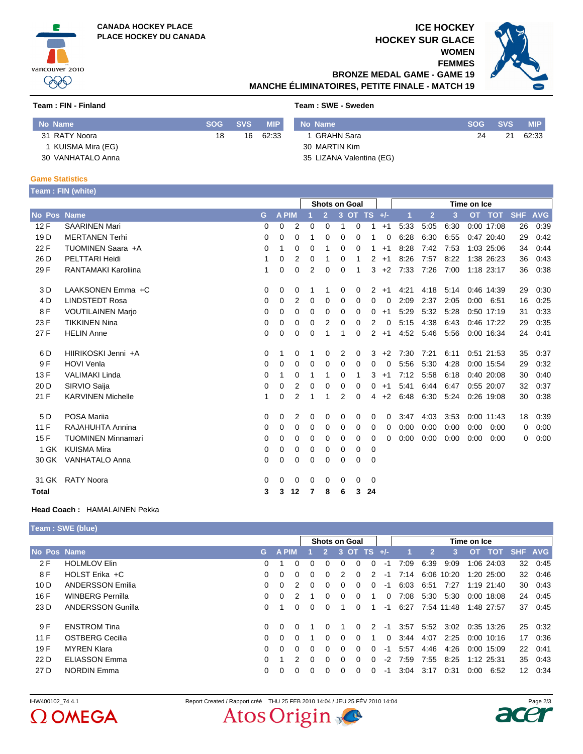CANADA HOCKEY PLACE
PLACE HOCKEY DU CANADA

# ICE HOCKEY
# HOCKEY SUR GLACE
## WOMEN
## FEMMES
## BRONZE MEDAL GAME - GAME 19
## MANCHE ÉLIMINATOIRES, PETITE FINALE - MATCH 19

**Team : FIN - Finland**

| No | Name | SOG | SVS | MIP |
|---|---|---|---|---|
| 31 | RATY Noora | 18 | 16 | 62:33 |
| 1 | KUISMA Mira (EG) | | | |
| 30 | VANHATALO Anna | | | |

**Team : SWE - Sweden**

| No | Name | SOG | SVS | MIP |
|---|---|---|---|---|
| 1 | GRAHN Sara | 24 | 21 | 62:33 |
| 30 | MARTIN Kim | | | |
| 35 | LIZANA Valentina (EG) | | | |

### Game Statistics

**Team : FIN (white)**

| | | | | | | Shots on Goal | | | | | | Time on Ice | | | | | | |
|---|---|---|---|---|---|---|---|---|---|---|---|---|---|---|---|---|---|---|
| No | Pos | Name | G | A | PIM | 1 | 2 | 3 | OT | TS | +/- | 1 | 2 | 3 | OT | TOT | SHF | AVG |
| 12 | F | SAARINEN Mari | 0 | 0 | 2 | 0 | 0 | 1 | 0 | 1 | +1 | 5:33 | 5:05 | 6:30 | 0:00 | 17:08 | 26 | 0:39 |
| 19 | D | MERTANEN Terhi | 0 | 0 | 0 | 1 | 0 | 0 | 0 | 1 | 0 | 6:28 | 6:30 | 6:55 | 0:47 | 20:40 | 29 | 0:42 |
| 22 | F | TUOMINEN Saara +A | 0 | 1 | 0 | 0 | 1 | 0 | 0 | 1 | +1 | 8:28 | 7:42 | 7:53 | 1:03 | 25:06 | 34 | 0:44 |
| 26 | D | PELTTARI Heidi | 1 | 0 | 2 | 0 | 1 | 0 | 1 | 2 | +1 | 8:26 | 7:57 | 8:22 | 1:38 | 26:23 | 36 | 0:43 |
| 29 | F | RANTAMAKI Karoliina | 1 | 0 | 0 | 2 | 0 | 0 | 1 | 3 | +2 | 7:33 | 7:26 | 7:00 | 1:18 | 23:17 | 36 | 0:38 |
| 3 | D | LAAKSONEN Emma +C | 0 | 0 | 0 | 1 | 1 | 0 | 0 | 2 | +1 | 4:21 | 4:18 | 5:14 | 0:46 | 14:39 | 29 | 0:30 |
| 4 | D | LINDSTEDT Rosa | 0 | 0 | 2 | 0 | 0 | 0 | 0 | 0 | 0 | 2:09 | 2:37 | 2:05 | 0:00 | 6:51 | 16 | 0:25 |
| 8 | F | VOUTILAINEN Marjo | 0 | 0 | 0 | 0 | 0 | 0 | 0 | 0 | +1 | 5:29 | 5:32 | 5:28 | 0:50 | 17:19 | 31 | 0:33 |
| 23 | F | TIKKINEN Nina | 0 | 0 | 0 | 0 | 2 | 0 | 0 | 2 | 0 | 5:15 | 4:38 | 6:43 | 0:46 | 17:22 | 29 | 0:35 |
| 27 | F | HELIN Anne | 0 | 0 | 0 | 0 | 1 | 1 | 0 | 2 | +1 | 4:52 | 5:46 | 5:56 | 0:00 | 16:34 | 24 | 0:41 |
| 6 | D | HIIRIKOSKI Jenni +A | 0 | 1 | 0 | 1 | 0 | 2 | 0 | 3 | +2 | 7:30 | 7:21 | 6:11 | 0:51 | 21:53 | 35 | 0:37 |
| 9 | F | HOVI Venla | 0 | 0 | 0 | 0 | 0 | 0 | 0 | 0 | 0 | 5:56 | 5:30 | 4:28 | 0:00 | 15:54 | 29 | 0:32 |
| 13 | F | VALIMAKI Linda | 0 | 1 | 0 | 1 | 1 | 0 | 1 | 3 | +1 | 7:12 | 5:58 | 6:18 | 0:40 | 20:08 | 30 | 0:40 |
| 20 | D | SIRVIO Saija | 0 | 0 | 2 | 0 | 0 | 0 | 0 | 0 | +1 | 5:41 | 6:44 | 6:47 | 0:55 | 20:07 | 32 | 0:37 |
| 21 | F | KARVINEN Michelle | 1 | 0 | 2 | 1 | 1 | 2 | 0 | 4 | +2 | 6:48 | 6:30 | 5:24 | 0:26 | 19:08 | 30 | 0:38 |
| 5 | D | POSA Mariia | 0 | 0 | 2 | 0 | 0 | 0 | 0 | 0 | 0 | 3:47 | 4:03 | 3:53 | 0:00 | 11:43 | 18 | 0:39 |
| 11 | F | RAJAHUHTA Annina | 0 | 0 | 0 | 0 | 0 | 0 | 0 | 0 | 0 | 0:00 | 0:00 | 0:00 | 0:00 | 0:00 | 0 | 0:00 |
| 15 | F | TUOMINEN Minnamari | 0 | 0 | 0 | 0 | 0 | 0 | 0 | 0 | 0 | 0:00 | 0:00 | 0:00 | 0:00 | 0:00 | 0 | 0:00 |
| 1 | GK | KUISMA Mira | 0 | 0 | 0 | 0 | 0 | 0 | 0 | 0 | | | | | | | | |
| 30 | GK | VANHATALO Anna | 0 | 0 | 0 | 0 | 0 | 0 | 0 | 0 | | | | | | | | |
| 31 | GK | RATY Noora | 0 | 0 | 0 | 0 | 0 | 0 | 0 | 0 | | | | | | | | |
| **Total** | | | **3** | **3** | **12** | **7** | **8** | **6** | **3** | **24** | | | | | | | | |

**Head Coach :** HAMALAINEN Pekka

**Team : SWE (blue)**

| | | | | | | Shots on Goal | | | | | | Time on Ice | | | | | | |
|---|---|---|---|---|---|---|---|---|---|---|---|---|---|---|---|---|---|---|
| No | Pos | Name | G | A | PIM | 1 | 2 | 3 | OT | TS | +/- | 1 | 2 | 3 | OT | TOT | SHF | AVG |
| 2 | F | HOLMLOV Elin | 0 | 1 | 0 | 0 | 0 | 0 | 0 | 0 | -1 | 7:09 | 6:39 | 9:09 | 1:06 | 24:03 | 32 | 0:45 |
| 8 | F | HOLST Erika +C | 0 | 0 | 0 | 0 | 0 | 2 | 0 | 2 | -1 | 7:14 | 6:06 | 10:20 | 1:20 | 25:00 | 32 | 0:46 |
| 10 | D | ANDERSSON Emilia | 0 | 0 | 2 | 0 | 0 | 0 | 0 | 0 | -1 | 6:03 | 6:51 | 7:27 | 1:19 | 21:40 | 30 | 0:43 |
| 16 | F | WINBERG Pernilla | 0 | 0 | 2 | 1 | 0 | 0 | 0 | 1 | 0 | 7:08 | 5:30 | 5:30 | 0:00 | 18:08 | 24 | 0:45 |
| 23 | D | ANDERSSON Gunilla | 0 | 1 | 0 | 0 | 0 | 1 | 0 | 1 | -1 | 6:27 | 7:54 | 11:48 | 1:48 | 27:57 | 37 | 0:45 |
| 9 | F | ENSTROM Tina | 0 | 0 | 0 | 1 | 0 | 1 | 0 | 2 | -1 | 3:57 | 5:52 | 3:02 | 0:35 | 13:26 | 25 | 0:32 |
| 11 | F | OSTBERG Cecilia | 0 | 0 | 0 | 1 | 0 | 0 | 0 | 1 | 0 | 3:44 | 4:07 | 2:25 | 0:00 | 10:16 | 17 | 0:36 |
| 19 | F | MYREN Klara | 0 | 0 | 0 | 0 | 0 | 0 | 0 | 0 | -1 | 5:57 | 4:46 | 4:26 | 0:00 | 15:09 | 22 | 0:41 |
| 22 | D | ELIASSON Emma | 0 | 1 | 2 | 0 | 0 | 0 | 0 | 0 | -2 | 7:59 | 7:55 | 8:25 | 1:12 | 25:31 | 35 | 0:43 |
| 27 | D | NORDIN Emma | 0 | 0 | 0 | 0 | 0 | 0 | 0 | 0 | -1 | 3:04 | 3:17 | 0:31 | 0:00 | 6:52 | 12 | 0:34 |

IHW400102_74 4.1 — Report Created / Rapport créé THU 25 FEB 2010 14:04 / JEU 25 FÉV 2010 14:04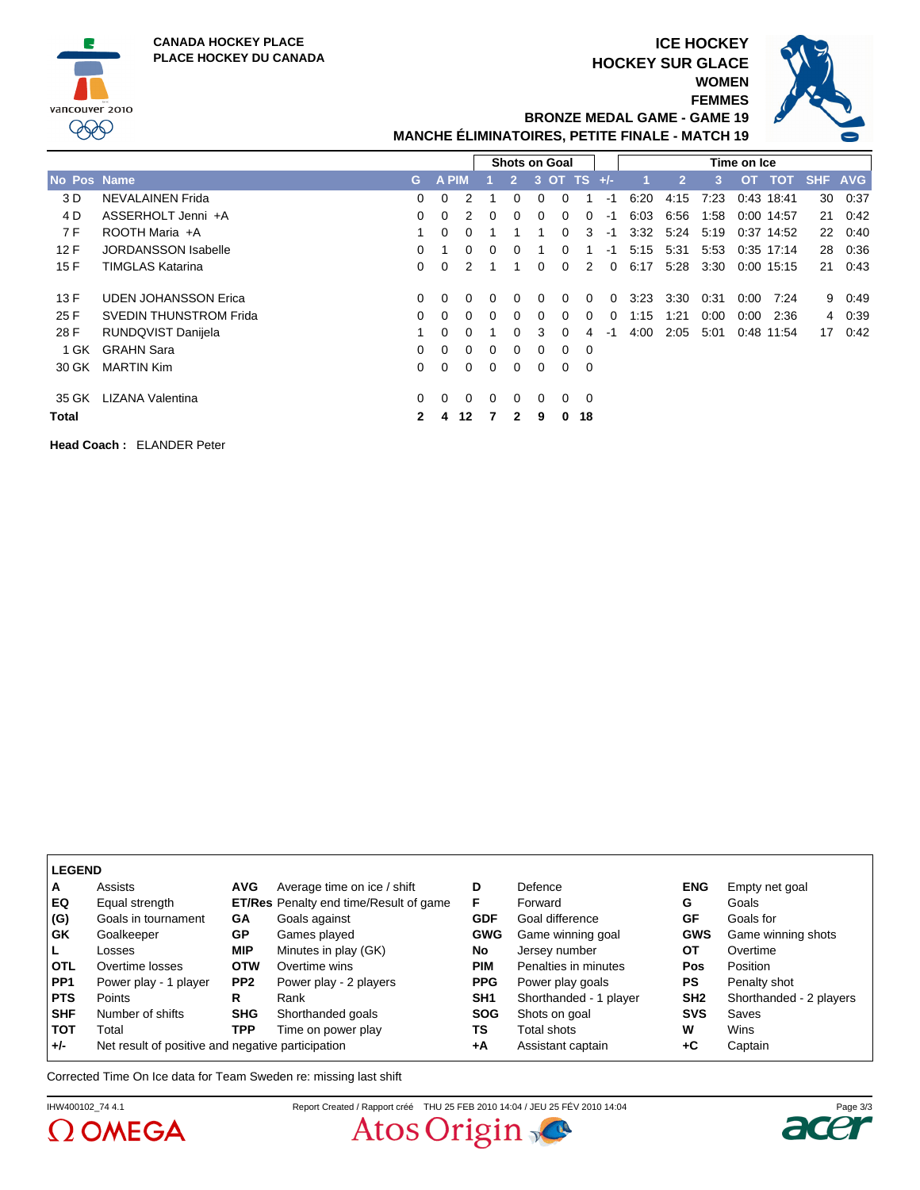CANADA HOCKEY PLACE
PLACE HOCKEY DU CANADA

# ICE HOCKEY
# HOCKEY SUR GLACE
## WOMEN
## FEMMES
## BRONZE MEDAL GAME - GAME 19
## MANCHE ÉLIMINATOIRES, PETITE FINALE - MATCH 19

| | | | | | | Shots on Goal | | | | | | Time on Ice | | | | | | |
|---|---|---|---|---|---|---|---|---|---|---|---|---|---|---|---|---|---|---|
| No | Pos | Name | G | A | PIM | 1 | 2 | 3 | OT | TS | +/- | 1 | 2 | 3 | OT | TOT | SHF | AVG |
| 3 | D | NEVALAINEN Frida | 0 | 0 | 2 | 1 | 0 | 0 | 0 | 1 | -1 | 6:20 | 4:15 | 7:23 | 0:43 | 18:41 | 30 | 0:37 |
| 4 | D | ASSERHOLT Jenni +A | 0 | 0 | 2 | 0 | 0 | 0 | 0 | 0 | -1 | 6:03 | 6:56 | 1:58 | 0:00 | 14:57 | 21 | 0:42 |
| 7 | F | ROOTH Maria +A | 1 | 0 | 0 | 1 | 1 | 1 | 0 | 3 | -1 | 3:32 | 5:24 | 5:19 | 0:37 | 14:52 | 22 | 0:40 |
| 12 | F | JORDANSSON Isabelle | 0 | 1 | 0 | 0 | 0 | 1 | 0 | 1 | -1 | 5:15 | 5:31 | 5:53 | 0:35 | 17:14 | 28 | 0:36 |
| 15 | F | TIMGLAS Katarina | 0 | 0 | 2 | 1 | 1 | 0 | 0 | 2 | 0 | 6:17 | 5:28 | 3:30 | 0:00 | 15:15 | 21 | 0:43 |
| 13 | F | UDEN JOHANSSON Erica | 0 | 0 | 0 | 0 | 0 | 0 | 0 | 0 | 0 | 3:23 | 3:30 | 0:31 | 0:00 | 7:24 | 9 | 0:49 |
| 25 | F | SVEDIN THUNSTROM Frida | 0 | 0 | 0 | 0 | 0 | 0 | 0 | 0 | 0 | 1:15 | 1:21 | 0:00 | 0:00 | 2:36 | 4 | 0:39 |
| 28 | F | RUNDQVIST Danijela | 1 | 0 | 0 | 1 | 0 | 3 | 0 | 4 | -1 | 4:00 | 2:05 | 5:01 | 0:48 | 11:54 | 17 | 0:42 |
| 1 | GK | GRAHN Sara | 0 | 0 | 0 | 0 | 0 | 0 | 0 | 0 | | | | | | | | |
| 30 | GK | MARTIN Kim | 0 | 0 | 0 | 0 | 0 | 0 | 0 | 0 | | | | | | | | |
| 35 | GK | LIZANA Valentina | 0 | 0 | 0 | 0 | 0 | 0 | 0 | 0 | | | | | | | | |
| Total | | | 2 | 4 | 12 | 7 | 2 | 9 | 0 | 18 | | | | | | | | |

**Head Coach :** ELANDER Peter

**LEGEND**

| | | | | | | | |
|---|---|---|---|---|---|---|---|
| **A** | Assists | **AVG** | Average time on ice / shift | **D** | Defence | **ENG** | Empty net goal |
| **EQ** | Equal strength | **ET/Res** | Penalty end time/Result of game | **F** | Forward | **G** | Goals |
| **(G)** | Goals in tournament | **GA** | Goals against | **GDF** | Goal difference | **GF** | Goals for |
| **GK** | Goalkeeper | **GP** | Games played | **GWG** | Game winning goal | **GWS** | Game winning shots |
| **L** | Losses | **MIP** | Minutes in play (GK) | **No** | Jersey number | **OT** | Overtime |
| **OTL** | Overtime losses | **OTW** | Overtime wins | **PIM** | Penalties in minutes | **Pos** | Position |
| **PP1** | Power play - 1 player | **PP2** | Power play - 2 players | **PPG** | Power play goals | **PS** | Penalty shot |
| **PTS** | Points | **R** | Rank | **SH1** | Shorthanded - 1 player | **SH2** | Shorthanded - 2 players |
| **SHF** | Number of shifts | **SHG** | Shorthanded goals | **SOG** | Shots on goal | **SVS** | Saves |
| **TOT** | Total | **TPP** | Time on power play | **TS** | Total shots | **W** | Wins |
| **+/-** | Net result of positive and negative participation | | | **+A** | Assistant captain | **+C** | Captain |

Corrected Time On Ice data for Team Sweden re: missing last shift

IHW400102_74 4.1 Report Created / Rapport créé THU 25 FEB 2010 14:04 / JEU 25 FÉV 2010 14:04